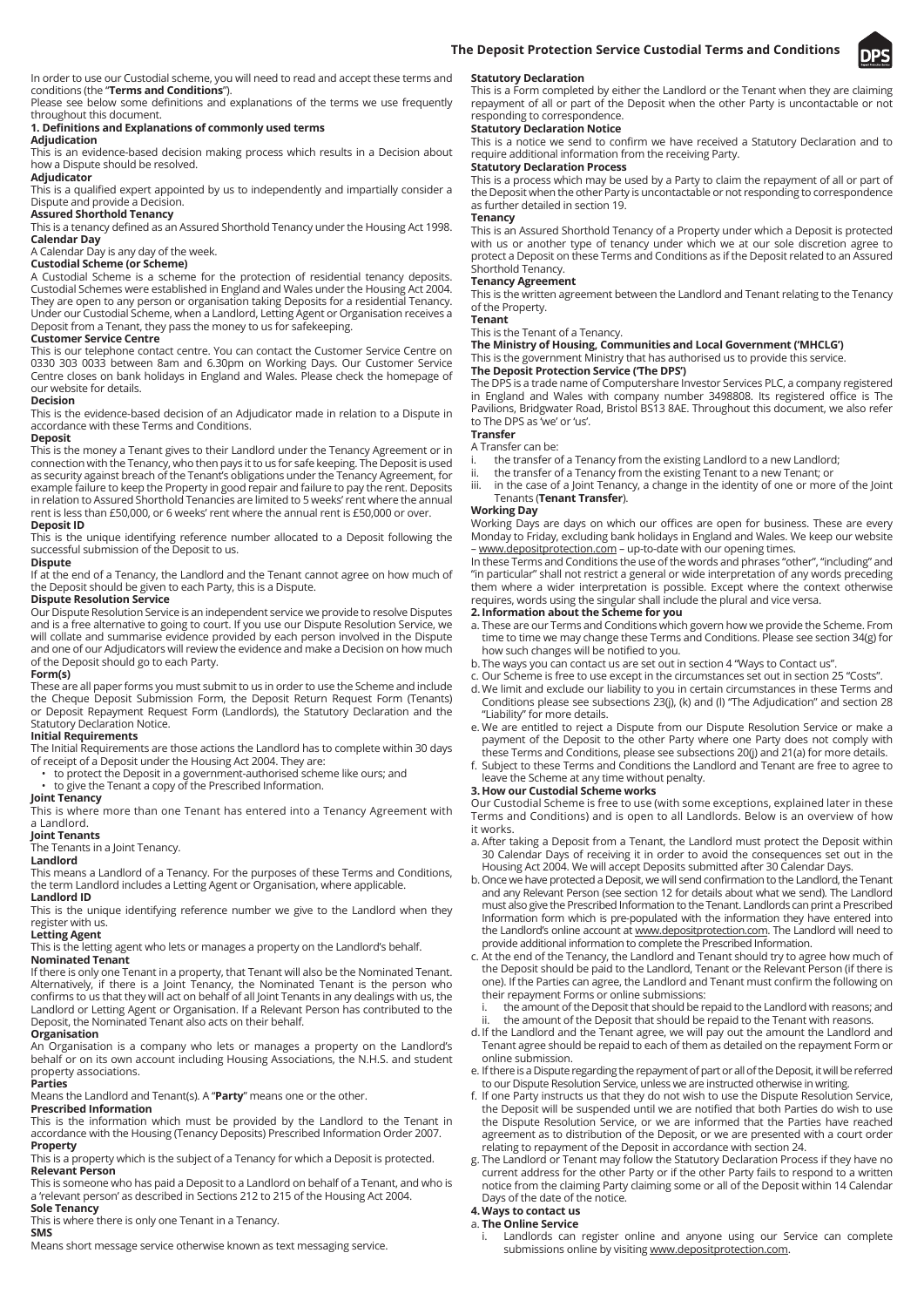# The Deposit Protection Service Custodial Terms and Conditions

In order to use our Custodial scheme, you will need to read and accept these terms and conditions (the "**Terms and Conditions**").

Please see below some definitions and explanations of the terms we use frequently throughout this document.

## 1. Definitions and Explanations of commonly used terms

**Adjudication**

This is an evidence-based decision making process which results in a Decision about how a Dispute should be resolved.

**Adjudicator**

This is a qualified expert appointed by us to independently and impartially consider a Dispute and provide a Decision.

**Assured Shorthold Tenancy**

This is a tenancy defined as an Assured Shorthold Tenancy under the Housing Act 1998.

**Calendar Day**

A Calendar Day is any day of the week.

**Custodial Scheme (or Scheme)**

A Custodial Scheme is a scheme for the protection of residential tenancy deposits. Custodial Schemes were established in England and Wales under the Housing Act 2004. They are open to any person or organisation taking Deposits for a residential Tenancy. Under our Custodial Scheme, when a Landlord, Letting Agent or Organisation receives a Deposit from a Tenant, they pass the money to us for safekeeping.

**Customer Service Centre**

This is our telephone contact centre. You can contact the Customer Service Centre on 0330 303 0033 between 8am and 6.30pm on Working Days. Our Customer Service Centre closes on bank holidays in England and Wales. Please check the homepage of our website for details.

**Decision**

This is the evidence-based decision of an Adjudicator made in relation to a Dispute in accordance with these Terms and Conditions.

**Deposit**

This is the money a Tenant gives to their Landlord under the Tenancy Agreement or in connection with the Tenancy, who then pays it to us for safe keeping. The Deposit is used as security against breach of the Tenant's obligations under the Tenancy Agreement, for example failure to keep the Property in good repair and failure to pay the rent. Deposits in relation to Assured Shorthold Tenancies are limited to 5 weeks' rent where the annual rent is less than £50,000, or 6 weeks' rent where the annual rent is £50,000 or over.

**Deposit ID**

This is the unique identifying reference number allocated to a Deposit following the successful submission of the Deposit to us.

**Dispute**

If at the end of a Tenancy, the Landlord and the Tenant cannot agree on how much of the Deposit should be given to each Party, this is a Dispute.

**Dispute Resolution Service**

Our Dispute Resolution Service is an independent service we provide to resolve Disputes and is a free alternative to going to court. If you use our Dispute Resolution Service, we will collate and summarise evidence provided by each person involved in the Dispute and one of our Adjudicators will review the evidence and make a Decision on how much of the Deposit should go to each Party.

**Form(s)**

These are all paper forms you must submit to us in order to use the Scheme and include the Cheque Deposit Submission Form, the Deposit Return Request Form (Tenants) or Deposit Repayment Request Form (Landlords), the Statutory Declaration and the Statutory Declaration Notice.

**Initial Requirements**

The Initial Requirements are those actions the Landlord has to complete within 30 days of receipt of a Deposit under the Housing Act 2004. They are:

- to protect the Deposit in a government-authorised scheme like ours; and
- to give the Tenant a copy of the Prescribed Information.

**Joint Tenancy**

This is where more than one Tenant has entered into a Tenancy Agreement with a Landlord.

**Joint Tenants**

The Tenants in a Joint Tenancy.

**Landlord**

This means a Landlord of a Tenancy. For the purposes of these Terms and Conditions, the term Landlord includes a Letting Agent or Organisation, where applicable.

**Landlord ID**

This is the unique identifying reference number we give to the Landlord when they register with us.

**Letting Agent**

This is the letting agent who lets or manages a property on the Landlord's behalf.

**Nominated Tenant**

If there is only one Tenant in a property, that Tenant will also be the Nominated Tenant. Alternatively, if there is a Joint Tenancy, the Nominated Tenant is the person who confirms to us that they will act on behalf of all Joint Tenants in any dealings with us, the Landlord or Letting Agent or Organisation. If a Relevant Person has contributed to the Deposit, the Nominated Tenant also acts on their behalf.

**Organisation**

An Organisation is a company who lets or manages a property on the Landlord's behalf or on its own account including Housing Associations, the N.H.S. and student property associations.

**Parties**

Means the Landlord and Tenant(s). A "**Party**" means one or the other.

**Prescribed Information**

This is the information which must be provided by the Landlord to the Tenant in accordance with the Housing (Tenancy Deposits) Prescribed Information Order 2007.

**Property**

This is a property which is the subject of a Tenancy for which a Deposit is protected.

**Relevant Person**

This is someone who has paid a Deposit to a Landlord on behalf of a Tenant, and who is a 'relevant person' as described in Sections 212 to 215 of the Housing Act 2004.

**Sole Tenancy**

This is where there is only one Tenant in a Tenancy.

**SMS**

Means short message service otherwise known as text messaging service.

**Statutory Declaration**

This is a Form completed by either the Landlord or the Tenant when they are claiming repayment of all or part of the Deposit when the other Party is uncontactable or not responding to correspondence.

**Statutory Declaration Notice**

This is a notice we send to confirm we have received a Statutory Declaration and to require additional information from the receiving Party.

**Statutory Declaration Process**

This is a process which may be used by a Party to claim the repayment of all or part of the Deposit when the other Party is uncontactable or not responding to correspondence as further detailed in section 19.

**Tenancy**

This is an Assured Shorthold Tenancy of a Property under which a Deposit is protected with us or another type of tenancy under which we at our sole discretion agree to protect a Deposit on these Terms and Conditions as if the Deposit related to an Assured Shorthold Tenancy.

**Tenancy Agreement**

This is the written agreement between the Landlord and Tenant relating to the Tenancy of the Property.

**Tenant**

This is the Tenant of a Tenancy.

**The Ministry of Housing, Communities and Local Government ('MHCLG')**

This is the government Ministry that has authorised us to provide this service.

**The Deposit Protection Service ('The DPS')**

The DPS is a trade name of Computershare Investor Services PLC, a company registered in England and Wales with company number 3498808. Its registered office is The Pavilions, Bridgwater Road, Bristol BS13 8AE. Throughout this document, we also refer to The DPS as 'we' or 'us'.

**Transfer**

A Transfer can be:

i. the transfer of a Tenancy from the existing Landlord to a new Landlord;
ii. the transfer of a Tenancy from the existing Tenant to a new Tenant; or
iii. in the case of a Joint Tenancy, a change in the identity of one or more of the Joint Tenants (**Tenant Transfer**).

**Working Day**

Working Days are days on which our offices are open for business. These are every Monday to Friday, excluding bank holidays in England and Wales. We keep our website – www.depositprotection.com – up-to-date with our opening times.

In these Terms and Conditions the use of the words and phrases "other", "including" and "in particular" shall not restrict a general or wide interpretation of any words preceding them where a wider interpretation is possible. Except where the context otherwise requires, words using the singular shall include the plural and vice versa.

## 2. Information about the Scheme for you

a. These are our Terms and Conditions which govern how we provide the Scheme. From time to time we may change these Terms and Conditions. Please see section 34(g) for how such changes will be notified to you.
b. The ways you can contact us are set out in section 4 "Ways to Contact us".
c. Our Scheme is free to use except in the circumstances set out in section 25 "Costs".
d. We limit and exclude our liability to you in certain circumstances in these Terms and Conditions please see subsections 23(j), (k) and (l) "The Adjudication" and section 28 "Liability" for more details.
e. We are entitled to reject a Dispute from our Dispute Resolution Service or make a payment of the Deposit to the other Party where one Party does not comply with these Terms and Conditions, please see subsections 20(j) and 21(a) for more details.
f. Subject to these Terms and Conditions the Landlord and Tenant are free to agree to leave the Scheme at any time without penalty.

## 3. How our Custodial Scheme works

Our Custodial Scheme is free to use (with some exceptions, explained later in these Terms and Conditions) and is open to all Landlords. Below is an overview of how it works.

a. After taking a Deposit from a Tenant, the Landlord must protect the Deposit within 30 Calendar Days of receiving it in order to avoid the consequences set out in the Housing Act 2004. We will accept Deposits submitted after 30 Calendar Days.
b. Once we have protected a Deposit, we will send confirmation to the Landlord, the Tenant and any Relevant Person (see section 12 for details about what we send). The Landlord must also give the Prescribed Information to the Tenant. Landlords can print a Prescribed Information form which is pre-populated with the information they have entered into the Landlord's online account at www.depositprotection.com. The Landlord will need to provide additional information to complete the Prescribed Information.
c. At the end of the Tenancy, the Landlord and Tenant should try to agree how much of the Deposit should be paid to the Landlord, Tenant or the Relevant Person (if there is one). If the Parties can agree, the Landlord and Tenant must confirm the following on their repayment Forms or online submissions:
   i. the amount of the Deposit that should be repaid to the Landlord with reasons; and
   ii. the amount of the Deposit that should be repaid to the Tenant with reasons.
d. If the Landlord and the Tenant agree, we will pay out the amount the Landlord and Tenant agree should be repaid to each of them as detailed on the repayment Form or online submission.
e. If there is a Dispute regarding the repayment of part or all of the Deposit, it will be referred to our Dispute Resolution Service, unless we are instructed otherwise in writing.
f. If one Party instructs us that they do not wish to use the Dispute Resolution Service, the Deposit will be suspended until we are notified that both Parties do wish to use the Dispute Resolution Service, or we are informed that the Parties have reached agreement as to distribution of the Deposit, or we are presented with a court order relating to repayment of the Deposit in accordance with section 24.
g. The Landlord or Tenant may follow the Statutory Declaration Process if they have no current address for the other Party or if the other Party fails to respond to a written notice from the claiming Party claiming some or all of the Deposit within 14 Calendar Days of the date of the notice.

## 4. Ways to contact us

a. **The Online Service**
   i. Landlords can register online and anyone using our Service can complete submissions online by visiting www.depositprotection.com.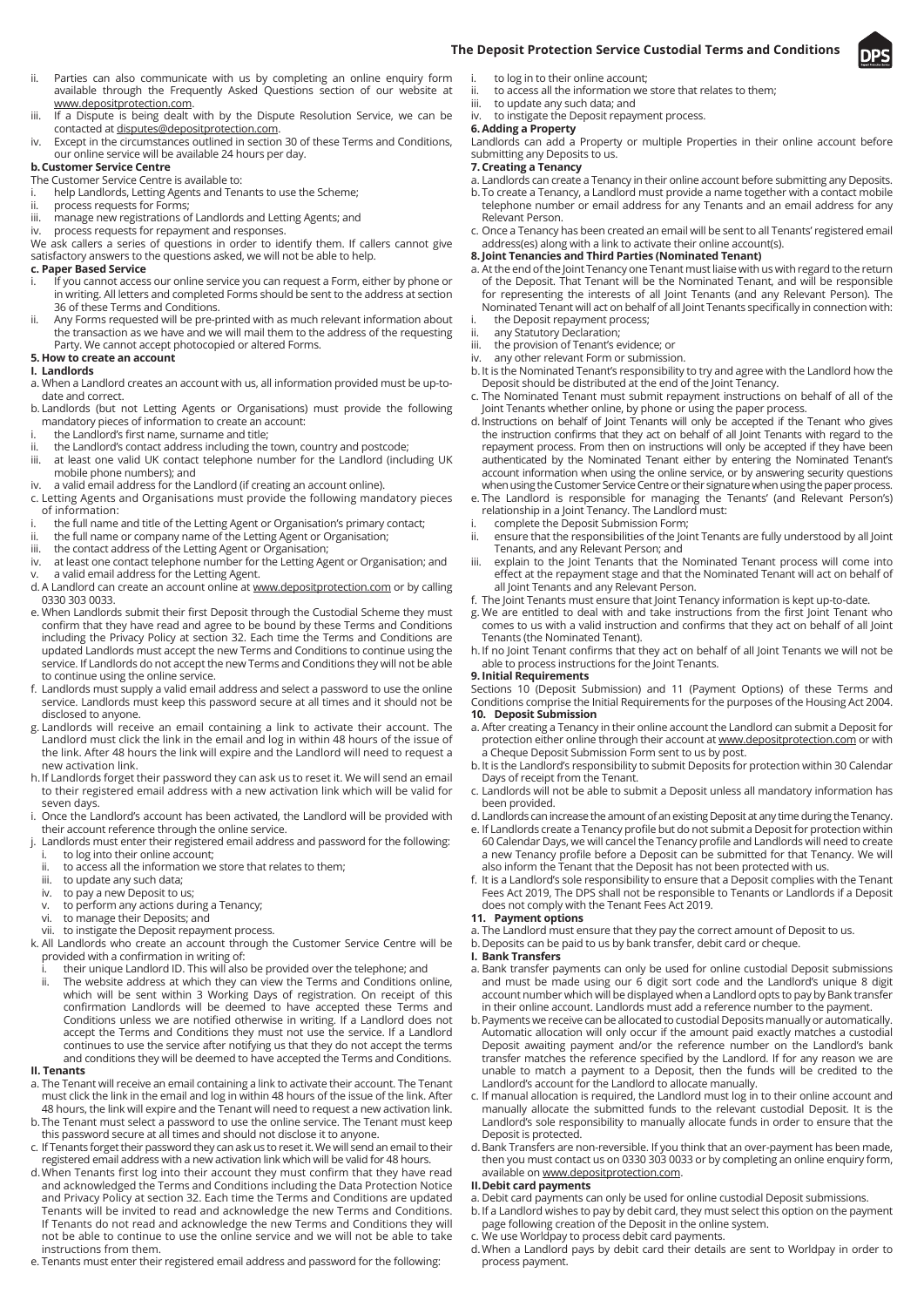ii. Parties can also communicate with us by completing an online enquiry form available through the Frequently Asked Questions section of our website at www.depositprotection.com.
iii. If a Dispute is being dealt with by the Dispute Resolution Service, we can be contacted at disputes@depositprotection.com.
iv. Except in the circumstances outlined in section 30 of these Terms and Conditions, our online service will be available 24 hours per day.

**b. Customer Service Centre**

The Customer Service Centre is available to:

i. help Landlords, Letting Agents and Tenants to use the Scheme;
ii. process requests for Forms;
iii. manage new registrations of Landlords and Letting Agents; and
iv. process requests for repayment and responses.

We ask callers a series of questions in order to identify them. If callers cannot give satisfactory answers to the questions asked, we will not be able to help.

**c. Paper Based Service**

i. If you cannot access our online service you can request a Form, either by phone or in writing. All letters and completed Forms should be sent to the address at section 36 of these Terms and Conditions.
ii. Any Forms requested will be pre-printed with as much relevant information about the transaction as we have and we will mail them to the address of the requesting Party. We cannot accept photocopied or altered Forms.

## 5. How to create an account

### I. Landlords

a. When a Landlord creates an account with us, all information provided must be up-to-date and correct.

b. Landlords (but not Letting Agents or Organisations) must provide the following mandatory pieces of information to create an account:

i. the Landlord's first name, surname and title;
ii. the Landlord's contact address including the town, country and postcode;
iii. at least one valid UK contact telephone number for the Landlord (including UK mobile phone numbers); and
iv. a valid email address for the Landlord (if creating an account online).

c. Letting Agents and Organisations must provide the following mandatory pieces of information:

i. the full name and title of the Letting Agent or Organisation's primary contact;
ii. the full name or company name of the Letting Agent or Organisation;
iii. the contact address of the Letting Agent or Organisation;
iv. at least one contact telephone number for the Letting Agent or Organisation; and
v. a valid email address for the Letting Agent.

d. A Landlord can create an account online at www.depositprotection.com or by calling 0330 303 0033.

e. When Landlords submit their first Deposit through the Custodial Scheme they must confirm that they have read and agree to be bound by these Terms and Conditions including the Privacy Policy at section 32. Each time the Terms and Conditions are updated Landlords must accept the new Terms and Conditions to continue using the service. If Landlords do not accept the new Terms and Conditions they will not be able to continue using the online service.

f. Landlords must supply a valid email address and select a password to use the online service. Landlords must keep this password secure at all times and it should not be disclosed to anyone.

g. Landlords will receive an email containing a link to activate their account. The Landlord must click the link in the email and log in within 48 hours of the issue of the link. After 48 hours the link will expire and the Landlord will need to request a new activation link.

h. If Landlords forget their password they can ask us to reset it. We will send an email to their registered email address with a new activation link which will be valid for seven days.

i. Once the Landlord's account has been activated, the Landlord will be provided with their account reference through the online service.

j. Landlords must enter their registered email address and password for the following:

i. to log into their online account;
ii. to access all the information we store that relates to them;
iii. to update any such data;
iv. to pay a new Deposit to us;
v. to perform any actions during a Tenancy;
vi. to manage their Deposits; and
vii. to instigate the Deposit repayment process.

k. All Landlords who create an account through the Customer Service Centre will be provided with a confirmation in writing of:

i. their unique Landlord ID. This will also be provided over the telephone; and
ii. The website address at which they can view the Terms and Conditions online, which will be sent within 3 Working Days of registration. On receipt of this confirmation Landlords will be deemed to have accepted these Terms and Conditions unless we are notified otherwise in writing. If a Landlord does not accept the Terms and Conditions they must not use the service. If a Landlord continues to use the service after notifying us that they do not accept the terms and conditions they will be deemed to have accepted the Terms and Conditions.

### II. Tenants

a. The Tenant will receive an email containing a link to activate their account. The Tenant must click the link in the email and log in within 48 hours of the issue of the link. After 48 hours, the link will expire and the Tenant will need to request a new activation link.

b. The Tenant must select a password to use the online service. The Tenant must keep this password secure at all times and should not disclose it to anyone.

c. If Tenants forget their password they can ask us to reset it. We will send an email to their registered email address with a new activation link which will be valid for 48 hours.

d. When Tenants first log into their account they must confirm that they have read and acknowledged the Terms and Conditions including the Data Protection Notice and Privacy Policy at section 32. Each time the Terms and Conditions are updated Tenants will be invited to read and acknowledge the new Terms and Conditions. If Tenants do not read and acknowledge the new Terms and Conditions they will not be able to continue to use the online service and we will not be able to take instructions from them.

e. Tenants must enter their registered email address and password for the following:

i. to log in to their online account;
ii. to access all the information we store that relates to them;
iii. to update any such data; and
iv. to instigate the Deposit repayment process.

## 6. Adding a Property

Landlords can add a Property or multiple Properties in their online account before submitting any Deposits to us.

## 7. Creating a Tenancy

a. Landlords can create a Tenancy in their online account before submitting any Deposits.

b. To create a Tenancy, a Landlord must provide a name together with a contact mobile telephone number or email address for any Tenants and an email address for any Relevant Person.

c. Once a Tenancy has been created an email will be sent to all Tenants' registered email address(es) along with a link to activate their online account(s).

## 8. Joint Tenancies and Third Parties (Nominated Tenant)

a. At the end of the Joint Tenancy one Tenant must liaise with us with regard to the return of the Deposit. That Tenant will be the Nominated Tenant, and will be responsible for representing the interests of all Joint Tenants (and any Relevant Person). The Nominated Tenant will act on behalf of all Joint Tenants specifically in connection with:

i. the Deposit repayment process;
ii. any Statutory Declaration;
iii. the provision of Tenant's evidence; or
iv. any other relevant Form or submission.

b. It is the Nominated Tenant's responsibility to try and agree with the Landlord how the Deposit should be distributed at the end of the Joint Tenancy.

c. The Nominated Tenant must submit repayment instructions on behalf of all of the Joint Tenants whether online, by phone or using the paper process.

d. Instructions on behalf of Joint Tenants will only be accepted if the Tenant who gives the instruction confirms that they act on behalf of all Joint Tenants with regard to the repayment process. From then on instructions will only be accepted if they have been authenticated by the Nominated Tenant either by entering the Nominated Tenant's account information when using the online service, or by answering security questions when using the Customer Service Centre or their signature when using the paper process.

e. The Landlord is responsible for managing the Tenants' (and Relevant Person's) relationship in a Joint Tenancy. The Landlord must:

i. complete the Deposit Submission Form;
ii. ensure that the responsibilities of the Joint Tenants are fully understood by all Joint Tenants, and any Relevant Person; and
iii. explain to the Joint Tenants that the Nominated Tenant process will come into effect at the repayment stage and that the Nominated Tenant will act on behalf of all Joint Tenants and any Relevant Person.

f. The Joint Tenants must ensure that Joint Tenancy information is kept up-to-date.

g. We are entitled to deal with and take instructions from the first Joint Tenant who comes to us with a valid instruction and confirms that they act on behalf of all Joint Tenants (the Nominated Tenant).

h. If no Joint Tenant confirms that they act on behalf of all Joint Tenants we will not be able to process instructions for the Joint Tenants.

## 9. Initial Requirements

Sections 10 (Deposit Submission) and 11 (Payment Options) of these Terms and Conditions comprise the Initial Requirements for the purposes of the Housing Act 2004.

## 10. Deposit Submission

a. After creating a Tenancy in their online account the Landlord can submit a Deposit for protection either online through their account at www.depositprotection.com or with a Cheque Deposit Submission Form sent to us by post.

b. It is the Landlord's responsibility to submit Deposits for protection within 30 Calendar Days of receipt from the Tenant.

c. Landlords will not be able to submit a Deposit unless all mandatory information has been provided.

d. Landlords can increase the amount of an existing Deposit at any time during the Tenancy.

e. If Landlords create a Tenancy profile but do not submit a Deposit for protection within 60 Calendar Days, we will cancel the Tenancy profile and Landlords will need to create a new Tenancy profile before a Deposit can be submitted for that Tenancy. We will also inform the Tenant that the Deposit has not been protected with us.

f. It is a Landlord's sole responsibility to ensure that a Deposit complies with the Tenant Fees Act 2019, The DPS shall not be responsible to Tenants or Landlords if a Deposit does not comply with the Tenant Fees Act 2019.

## 11. Payment options

a. The Landlord must ensure that they pay the correct amount of Deposit to us.

b. Deposits can be paid to us by bank transfer, debit card or cheque.

### I. Bank Transfers

a. Bank transfer payments can only be used for online custodial Deposit submissions and must be made using our 6 digit sort code and the Landlord's unique 8 digit account number which will be displayed when a Landlord opts to pay by Bank transfer in their online account. Landlords must add a reference number to the payment.

b. Payments we receive can be allocated to custodial Deposits manually or automatically. Automatic allocation will only occur if the amount paid exactly matches a custodial Deposit awaiting payment and/or the reference number on the Landlord's bank transfer matches the reference specified by the Landlord. If for any reason we are unable to match a payment to a Deposit, then the funds will be credited to the Landlord's account for the Landlord to allocate manually.

c. If manual allocation is required, the Landlord must log in to their online account and manually allocate the submitted funds to the relevant custodial Deposit. It is the Landlord's sole responsibility to manually allocate funds in order to ensure that the Deposit is protected.

d. Bank Transfers are non-reversible. If you think that an over-payment has been made, then you must contact us on 0330 303 0033 or by completing an online enquiry form, available on www.depositprotection.com.

### II. Debit card payments

a. Debit card payments can only be used for online custodial Deposit submissions.

b. If a Landlord wishes to pay by debit card, they must select this option on the payment page following creation of the Deposit in the online system.

c. We use Worldpay to process debit card payments.

d. When a Landlord pays by debit card their details are sent to Worldpay in order to process payment.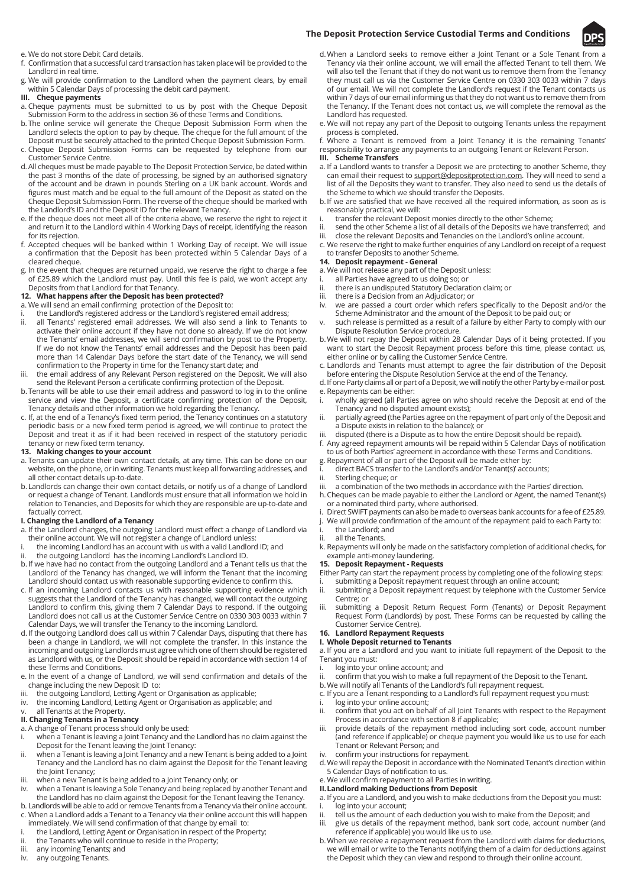e. We do not store Debit Card details.

f. Confirmation that a successful card transaction has taken place will be provided to the Landlord in real time.

g. We will provide confirmation to the Landlord when the payment clears, by email within 5 Calendar Days of processing the debit card payment.

**III. Cheque payments**

a. Cheque payments must be submitted to us by post with the Cheque Deposit Submission Form to the address in section 36 of these Terms and Conditions.

b. The online service will generate the Cheque Deposit Submission Form when the Landlord selects the option to pay by cheque. The cheque for the full amount of the Deposit must be securely attached to the printed Cheque Deposit Submission Form.

c. Cheque Deposit Submission Forms can be requested by telephone from our Customer Service Centre.

d. All cheques must be made payable to The Deposit Protection Service, be dated within the past 3 months of the date of processing, be signed by an authorised signatory of the account and be drawn in pounds Sterling on a UK bank account. Words and figures must match and be equal to the full amount of the Deposit as stated on the Cheque Deposit Submission Form. The reverse of the cheque should be marked with the Landlord's ID and the Deposit ID for the relevant Tenancy.

e. If the cheque does not meet all of the criteria above, we reserve the right to reject it and return it to the Landlord within 4 Working Days of receipt, identifying the reason for its rejection.

f. Accepted cheques will be banked within 1 Working Day of receipt. We will issue a confirmation that the Deposit has been protected within 5 Calendar Days of a cleared cheque.

g. In the event that cheques are returned unpaid, we reserve the right to charge a fee of £25.89 which the Landlord must pay. Until this fee is paid, we won't accept any Deposits from that Landlord for that Tenancy.

## 12. What happens after the Deposit has been protected?

a. We will send an email confirming protection of the Deposit to:

i. the Landlord's registered address or the Landlord's registered email address;

ii. all Tenants' registered email addresses. We will also send a link to Tenants to activate their online account if they have not done so already. If we do not know the Tenants' email addresses, we will send confirmation by post to the Property. If we do not know the Tenants' email addresses and the Deposit has been paid more than 14 Calendar Days before the start date of the Tenancy, we will send confirmation to the Property in time for the Tenancy start date; and

iii. the email address of any Relevant Person registered on the Deposit. We will also send the Relevant Person a certificate confirming protection of the Deposit.

b. Tenants will be able to use their email address and password to log in to the online service and view the Deposit, a certificate confirming protection of the Deposit, Tenancy details and other information we hold regarding the Tenancy.

c. If, at the end of a Tenancy's fixed term period, the Tenancy continues on a statutory periodic basis or a new fixed term period is agreed, we will continue to protect the Deposit and treat it as if it had been received in respect of the statutory periodic tenancy or new fixed term tenancy.

## 13. Making changes to your account

a. Tenants can update their own contact details, at any time. This can be done on our website, on the phone, or in writing. Tenants must keep all forwarding addresses, and all other contact details up-to-date.

b. Landlords can change their own contact details, or notify us of a change of Landlord or request a change of Tenant. Landlords must ensure that all information we hold in relation to Tenancies, and Deposits for which they are responsible are up-to-date and factually correct.

**I. Changing the Landlord of a Tenancy**

a. If the Landlord changes, the outgoing Landlord must effect a change of Landlord via their online account. We will not register a change of Landlord unless:

i. the incoming Landlord has an account with us with a valid Landlord ID; and

ii. the outgoing Landlord has the incoming Landlord's Landlord ID.

b. If we have had no contact from the outgoing Landlord and a Tenant tells us that the Landlord of the Tenancy has changed, we will inform the Tenant that the incoming Landlord should contact us with reasonable supporting evidence to confirm this.

c. If an incoming Landlord contacts us with reasonable supporting evidence which suggests that the Landlord of the Tenancy has changed, we will contact the outgoing Landlord to confirm this, giving them 7 Calendar Days to respond. If the outgoing Landlord does not call us at the Customer Service Centre on 0330 303 0033 within 7 Calendar Days, we will transfer the Tenancy to the incoming Landlord.

d. If the outgoing Landlord does call us within 7 Calendar Days, disputing that there has been a change in Landlord, we will not complete the transfer. In this instance the incoming and outgoing Landlords must agree which one of them should be registered as Landlord with us, or the Deposit should be repaid in accordance with section 14 of these Terms and Conditions.

e. In the event of a change of Landlord, we will send confirmation and details of the change including the new Deposit ID to:

iii. the outgoing Landlord, Letting Agent or Organisation as applicable;

iv. the incoming Landlord, Letting Agent or Organisation as applicable; and

v. all Tenants at the Property.

**II. Changing Tenants in a Tenancy**

a. A change of Tenant process should only be used:

i. when a Tenant is leaving a Joint Tenancy and the Landlord has no claim against the Deposit for the Tenant leaving the Joint Tenancy:

ii. when a Tenant is leaving a Joint Tenancy and a new Tenant is being added to a Joint Tenancy and the Landlord has no claim against the Deposit for the Tenant leaving the Joint Tenancy;

iii. when a new Tenant is being added to a Joint Tenancy only; or

iv. when a Tenant is leaving a Sole Tenancy and being replaced by another Tenant and the Landlord has no claim against the Deposit for the Tenant leaving the Tenancy.

b. Landlords will be able to add or remove Tenants from a Tenancy via their online account.

c. When a Landlord adds a Tenant to a Tenancy via their online account this will happen immediately. We will send confirmation of that change by email to:

i. the Landlord, Letting Agent or Organisation in respect of the Property;

ii. the Tenants who will continue to reside in the Property;

iii. any incoming Tenants; and

iv. any outgoing Tenants.

d. When a Landlord seeks to remove either a Joint Tenant or a Sole Tenant from a Tenancy via their online account, we will email the affected Tenant to tell them. We will also tell the Tenant that if they do not want us to remove them from the Tenancy they must call us via the Customer Service Centre on 0330 303 0033 within 7 days of our email. We will not complete the Landlord's request if the Tenant contacts us within 7 days of our email informing us that they do not want us to remove them from the Tenancy. If the Tenant does not contact us, we will complete the removal as the Landlord has requested.

e. We will not repay any part of the Deposit to outgoing Tenants unless the repayment process is completed.

f. Where a Tenant is removed from a Joint Tenancy it is the remaining Tenants' responsibility to arrange any payments to an outgoing Tenant or Relevant Person.

**III. Scheme Transfers**

a. If a Landlord wants to transfer a Deposit we are protecting to another Scheme, they can email their request to support@depositprotection.com. They will need to send a list of all the Deposits they want to transfer. They also need to send us the details of the Scheme to which we should transfer the Deposits.

b. If we are satisfied that we have received all the required information, as soon as is reasonably practical, we will:

i. transfer the relevant Deposit monies directly to the other Scheme;

ii. send the other Scheme a list of all details of the Deposits we have transferred; and

iii. close the relevant Deposits and Tenancies on the Landlord's online account.

c. We reserve the right to make further enquiries of any Landlord on receipt of a request to transfer Deposits to another Scheme.

## 14. Deposit repayment - General

a. We will not release any part of the Deposit unless:

i. all Parties have agreed to us doing so; or

ii. there is an undisputed Statutory Declaration claim; or

iii. there is a Decision from an Adjudicator; or

iv. we are passed a court order which refers specifically to the Deposit and/or the Scheme Administrator and the amount of the Deposit to be paid out; or

v. such release is permitted as a result of a failure by either Party to comply with our Dispute Resolution Service procedure.

b. We will not repay the Deposit within 28 Calendar Days of it being protected. If you want to start the Deposit Repayment process before this time, please contact us, either online or by calling the Customer Service Centre.

c. Landlords and Tenants must attempt to agree the fair distribution of the Deposit before entering the Dispute Resolution Service at the end of the Tenancy.

d. If one Party claims all or part of a Deposit, we will notify the other Party by e-mail or post.

e. Repayments can be either:

i. wholly agreed (all Parties agree on who should receive the Deposit at end of the Tenancy and no disputed amount exists);

ii. partially agreed (the Parties agree on the repayment of part only of the Deposit and a Dispute exists in relation to the balance); or

iii. disputed (there is a Dispute as to how the entire Deposit should be repaid).

f. Any agreed repayment amounts will be repaid within 5 Calendar Days of notification to us of both Parties' agreement in accordance with these Terms and Conditions.

g. Repayment of all or part of the Deposit will be made either by:

i. direct BACS transfer to the Landlord's and/or Tenant(s)' accounts;

ii. Sterling cheque; or

iii. a combination of the two methods in accordance with the Parties' direction.

h. Cheques can be made payable to either the Landlord or Agent, the named Tenant(s) or a nominated third party, where authorised.

i. Direct SWIFT payments can also be made to overseas bank accounts for a fee of £25.89.

j. We will provide confirmation of the amount of the repayment paid to each Party to:

i. the Landlord; and

ii. all the Tenants.

k. Repayments will only be made on the satisfactory completion of additional checks, for example anti-money laundering.

## 15. Deposit Repayment - Requests

Either Party can start the repayment process by completing one of the following steps:

i. submitting a Deposit repayment request through an online account;

ii. submitting a Deposit repayment request by telephone with the Customer Service Centre; or

iii. submitting a Deposit Return Request Form (Tenants) or Deposit Repayment Request Form (Landlords) by post. These Forms can be requested by calling the Customer Service Centre).

## 16. Landlord Repayment Requests

**I. Whole Deposit returned to Tenants**

a. If you are a Landlord and you want to initiate full repayment of the Deposit to the Tenant you must:

i. log into your online account; and

ii. confirm that you wish to make a full repayment of the Deposit to the Tenant.

b. We will notify all Tenants of the Landlord's full repayment request.

c. If you are a Tenant responding to a Landlord's full repayment request you must:

i. log into your online account;

ii. confirm that you act on behalf of all Joint Tenants with respect to the Repayment Process in accordance with section 8 if applicable;

iii. provide details of the repayment method including sort code, account number (and reference if applicable) or cheque payment you would like us to use for each Tenant or Relevant Person; and

iv. confirm your instructions for repayment.

d. We will repay the Deposit in accordance with the Nominated Tenant's direction within 5 Calendar Days of notification to us.

e. We will confirm repayment to all Parties in writing.

**II. Landlord making Deductions from Deposit**

a. If you are a Landlord, and you wish to make deductions from the Deposit you must:

i. log into your account;

ii. tell us the amount of each deduction you wish to make from the Deposit; and

iii. give us details of the repayment method, bank sort code, account number (and reference if applicable) you would like us to use.

b. When we receive a repayment request from the Landlord with claims for deductions, we will email or write to the Tenants notifying them of a claim for deductions against the Deposit which they can view and respond to through their online account.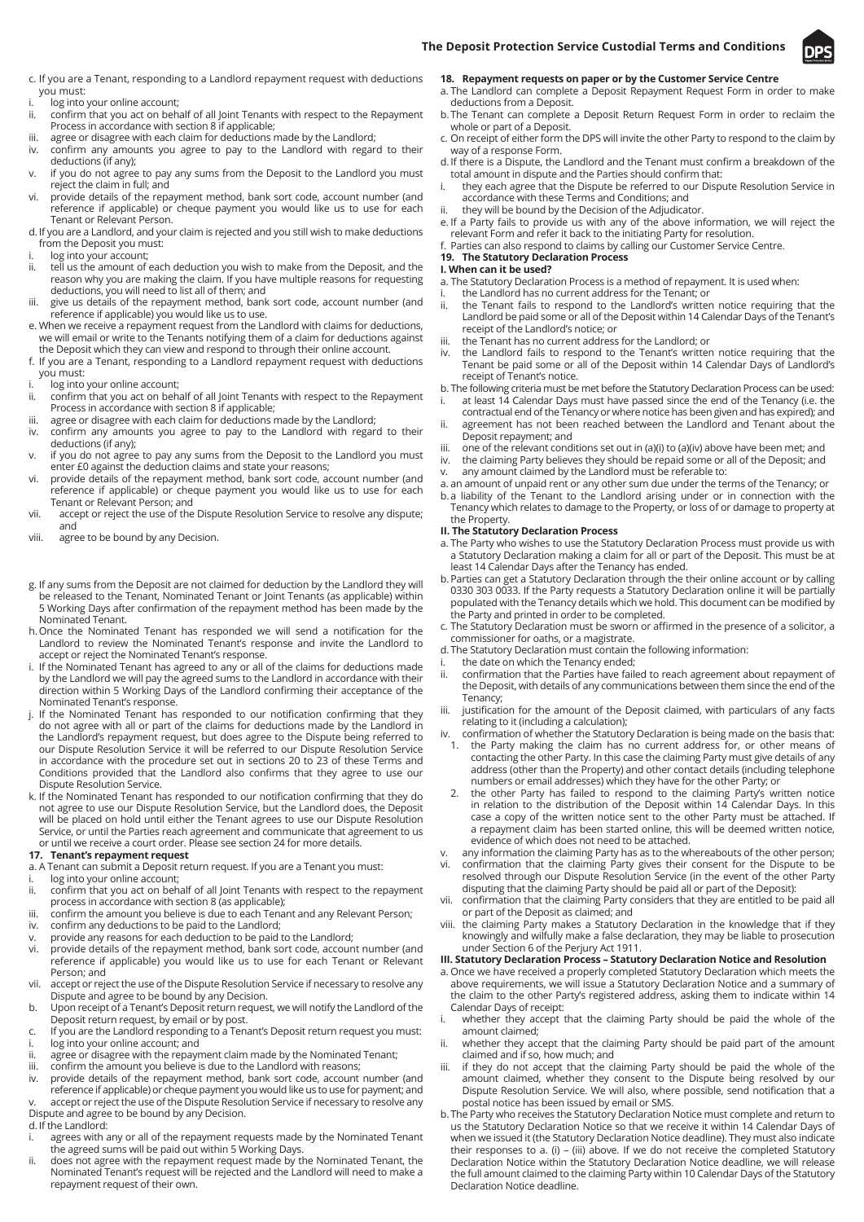c. If you are a Tenant, responding to a Landlord repayment request with deductions you must:

i. log into your online account;
ii. confirm that you act on behalf of all Joint Tenants with respect to the Repayment Process in accordance with section 8 if applicable;
iii. agree or disagree with each claim for deductions made by the Landlord;
iv. confirm any amounts you agree to pay to the Landlord with regard to their deductions (if any);
v. if you do not agree to pay any sums from the Deposit to the Landlord you must reject the claim in full; and
vi. provide details of the repayment method, bank sort code, account number (and reference if applicable) or cheque payment you would like us to use for each Tenant or Relevant Person.

d. If you are a Landlord, and your claim is rejected and you still wish to make deductions from the Deposit you must:

i. log into your account;
ii. tell us the amount of each deduction you wish to make from the Deposit, and the reason why you are making the claim. If you have multiple reasons for requesting deductions, you will need to list all of them; and
iii. give us details of the repayment method, bank sort code, account number (and reference if applicable) you would like us to use.

e. When we receive a repayment request from the Landlord with claims for deductions, we will email or write to the Tenants notifying them of a claim for deductions against the Deposit which they can view and respond to through their online account.

f. If you are a Tenant, responding to a Landlord repayment request with deductions you must:

i. log into your online account;
ii. confirm that you act on behalf of all Joint Tenants with respect to the Repayment Process in accordance with section 8 if applicable;
iii. agree or disagree with each claim for deductions made by the Landlord;
iv. confirm any amounts you agree to pay to the Landlord with regard to their deductions (if any);
v. if you do not agree to pay any sums from the Deposit to the Landlord you must enter £0 against the deduction claims and state your reasons;
vi. provide details of the repayment method, bank sort code, account number (and reference if applicable) or cheque payment you would like us to use for each Tenant or Relevant Person; and
vii. accept or reject the use of the Dispute Resolution Service to resolve any dispute; and
viii. agree to be bound by any Decision.

g. If any sums from the Deposit are not claimed for deduction by the Landlord they will be released to the Tenant, Nominated Tenant or Joint Tenants (as applicable) within 5 Working Days after confirmation of the repayment method has been made by the Nominated Tenant.

h. Once the Nominated Tenant has responded we will send a notification for the Landlord to review the Nominated Tenant's response and invite the Landlord to accept or reject the Nominated Tenant's response.

i. If the Nominated Tenant has agreed to any or all of the claims for deductions made by the Landlord we will pay the agreed sums to the Landlord in accordance with their direction within 5 Working Days of the Landlord confirming their acceptance of the Nominated Tenant's response.

j. If the Nominated Tenant has responded to our notification confirming that they do not agree with all or part of the claims for deductions made by the Landlord in the Landlord's repayment request, but does agree to the Dispute being referred to our Dispute Resolution Service it will be referred to our Dispute Resolution Service in accordance with the procedure set out in sections 20 to 23 of these Terms and Conditions provided that the Landlord also confirms that they agree to use our Dispute Resolution Service.

k. If the Nominated Tenant has responded to our notification confirming that they do not agree to use our Dispute Resolution Service, but the Landlord does, the Deposit will be placed on hold until either the Tenant agrees to use our Dispute Resolution Service, or until the Parties reach agreement and communicate that agreement to us or until we receive a court order. Please see section 24 for more details.

## 17. Tenant's repayment request

a. A Tenant can submit a Deposit return request. If you are a Tenant you must:

i. log into your online account;
ii. confirm that you act on behalf of all Joint Tenants with respect to the repayment process in accordance with section 8 (as applicable);
iii. confirm the amount you believe is due to each Tenant and any Relevant Person;
iv. confirm any deductions to be paid to the Landlord;
v. provide any reasons for each deduction to be paid to the Landlord;
vi. provide details of the repayment method, bank sort code, account number (and reference if applicable) you would like us to use for each Tenant or Relevant Person; and
vii. accept or reject the use of the Dispute Resolution Service if necessary to resolve any Dispute and agree to be bound by any Decision.

b. Upon receipt of a Tenant's Deposit return request, we will notify the Landlord of the Deposit return request, by email or by post.

c. If you are the Landlord responding to a Tenant's Deposit return request you must:

i. log into your online account; and
ii. agree or disagree with the repayment claim made by the Nominated Tenant;
iii. confirm the amount you believe is due to the Landlord with reasons;
iv. provide details of the repayment method, bank sort code, account number (and reference if applicable) or cheque payment you would like us to use for payment; and
v. accept or reject the use of the Dispute Resolution Service if necessary to resolve any Dispute and agree to be bound by any Decision.

d. If the Landlord:

i. agrees with any or all of the repayment requests made by the Nominated Tenant the agreed sums will be paid out within 5 Working Days.
ii. does not agree with the repayment request made by the Nominated Tenant, the Nominated Tenant's request will be rejected and the Landlord will need to make a repayment request of their own.

## 18. Repayment requests on paper or by the Customer Service Centre

a. The Landlord can complete a Deposit Repayment Request Form in order to make deductions from a Deposit.

b. The Tenant can complete a Deposit Return Request Form in order to reclaim the whole or part of a Deposit.

c. On receipt of either form the DPS will invite the other Party to respond to the claim by way of a response Form.

d. If there is a Dispute, the Landlord and the Tenant must confirm a breakdown of the total amount in dispute and the Parties should confirm that:

i. they each agree that the Dispute be referred to our Dispute Resolution Service in accordance with these Terms and Conditions; and
ii. they will be bound by the Decision of the Adjudicator.

e. If a Party fails to provide us with any of the above information, we will reject the relevant Form and refer it back to the initiating Party for resolution.

f. Parties can also respond to claims by calling our Customer Service Centre.

## 19. The Statutory Declaration Process

### I. When can it be used?

a. The Statutory Declaration Process is a method of repayment. It is used when:

i. the Landlord has no current address for the Tenant; or
ii. the Tenant fails to respond to the Landlord's written notice requiring that the Landlord be paid some or all of the Deposit within 14 Calendar Days of the Tenant's receipt of the Landlord's notice; or
iii. the Tenant has no current address for the Landlord; or
iv. the Landlord fails to respond to the Tenant's written notice requiring that the Tenant be paid some or all of the Deposit within 14 Calendar Days of Landlord's receipt of Tenant's notice.

b. The following criteria must be met before the Statutory Declaration Process can be used:

i. at least 14 Calendar Days must have passed since the end of the Tenancy (i.e. the contractual end of the Tenancy or where notice has been given and has expired); and
ii. agreement has not been reached between the Landlord and Tenant about the Deposit repayment; and
iii. one of the relevant conditions set out in (a)(i) to (a)(iv) above have been met; and
iv. the claiming Party believes they should be repaid some or all of the Deposit; and
v. any amount claimed by the Landlord must be referable to:

a. an amount of unpaid rent or any other sum due under the terms of the Tenancy; or
b. a liability of the Tenant to the Landlord arising under or in connection with the Tenancy which relates to damage to the Property, or loss of or damage to property at the Property.

### II. The Statutory Declaration Process

a. The Party who wishes to use the Statutory Declaration Process must provide us with a Statutory Declaration making a claim for all or part of the Deposit. This must be at least 14 Calendar Days after the Tenancy has ended.

b. Parties can get a Statutory Declaration through the their online account or by calling 0330 303 0033. If the Party requests a Statutory Declaration online it will be partially populated with the Tenancy details which we hold. This document can be modified by the Party and printed in order to be completed.

c. The Statutory Declaration must be sworn or affirmed in the presence of a solicitor, a commissioner for oaths, or a magistrate.

d. The Statutory Declaration must contain the following information:

i. the date on which the Tenancy ended;
ii. confirmation that the Parties have failed to reach agreement about repayment of the Deposit, with details of any communications between them since the end of the Tenancy;
iii. justification for the amount of the Deposit claimed, with particulars of any facts relating to it (including a calculation);
iv. confirmation of whether the Statutory Declaration is being made on the basis that:
   1. the Party making the claim has no current address for, or other means of contacting the other Party. In this case the claiming Party must give details of any address (other than the Property) and other contact details (including telephone numbers or email addresses) which they have for the other Party; or
   2. the other Party has failed to respond to the claiming Party's written notice in relation to the distribution of the Deposit within 14 Calendar Days. In this case a copy of the written notice sent to the other Party must be attached. If a repayment claim has been started online, this will be deemed written notice, evidence of which does not need to be attached.
v. any information the claiming Party has as to the whereabouts of the other person;
vi. confirmation that the claiming Party gives their consent for the Dispute to be resolved through our Dispute Resolution Service (in the event of the other Party disputing that the claiming Party should be paid all or part of the Deposit):
vii. confirmation that the claiming Party considers that they are entitled to be paid all or part of the Deposit as claimed; and
viii. the claiming Party makes a Statutory Declaration in the knowledge that if they knowingly and wilfully make a false declaration, they may be liable to prosecution under Section 6 of the Perjury Act 1911.

### III. Statutory Declaration Process – Statutory Declaration Notice and Resolution

a. Once we have received a properly completed Statutory Declaration which meets the above requirements, we will issue a Statutory Declaration Notice and a summary of the claim to the other Party's registered address, asking them to indicate within 14 Calendar Days of receipt:

i. whether they accept that the claiming Party should be paid the whole of the amount claimed;
ii. whether they accept that the claiming Party should be paid part of the amount claimed and if so, how much; and
iii. if they do not accept that the claiming Party should be paid the whole of the amount claimed, whether they consent to the Dispute being resolved by our Dispute Resolution Service. We will also, where possible, send notification that a postal notice has been issued by email or SMS.

b. The Party who receives the Statutory Declaration Notice must complete and return to us the Statutory Declaration Notice so that we receive it within 14 Calendar Days of when we issued it (the Statutory Declaration Notice deadline). They must also indicate their responses to a. (i) – (iii) above. If we do not receive the completed Statutory Declaration Notice within the Statutory Declaration Notice deadline, we will release the full amount claimed to the claiming Party within 10 Calendar Days of the Statutory Declaration Notice deadline.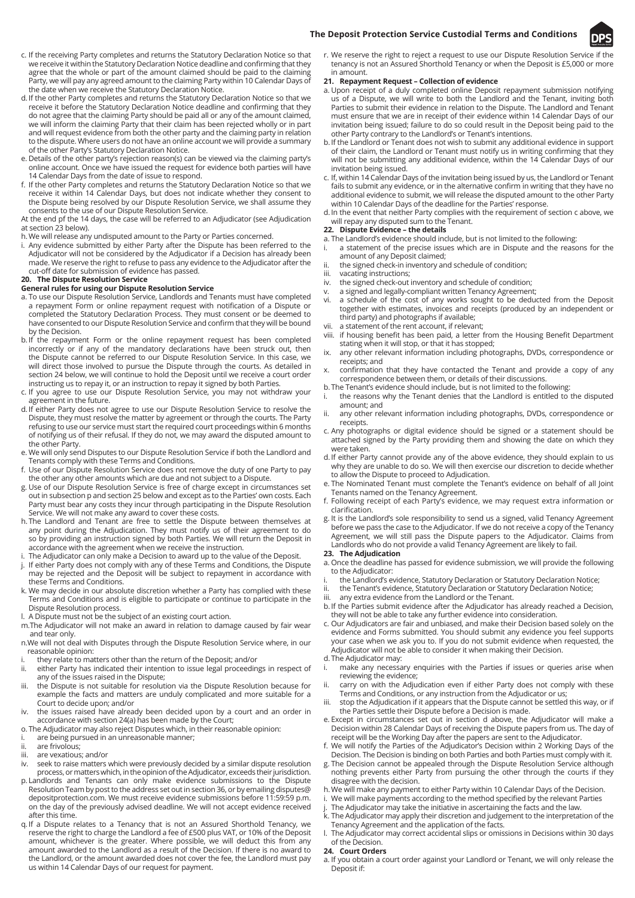c. If the receiving Party completes and returns the Statutory Declaration Notice so that we receive it within the Statutory Declaration Notice deadline and confirming that they agree that the whole or part of the amount claimed should be paid to the claiming Party, we will pay any agreed amount to the claiming Party within 10 Calendar Days of the date when we receive the Statutory Declaration Notice.

d. If the other Party completes and returns the Statutory Declaration Notice so that we receive it before the Statutory Declaration Notice deadline and confirming that they do not agree that the claiming Party should be paid all or any of the amount claimed, we will inform the claiming Party that their claim has been rejected wholly or in part and will request evidence from both the other party and the claiming party in relation to the dispute. Where users do not have an online account we will provide a summary of the other Party's Statutory Declaration Notice.

e. Details of the other party's rejection reason(s) can be viewed via the claiming party's online account. Once we have issued the request for evidence both parties will have 14 Calendar Days from the date of issue to respond.

f. If the other Party completes and returns the Statutory Declaration Notice so that we receive it within 14 Calendar Days, but does not indicate whether they consent to the Dispute being resolved by our Dispute Resolution Service, we shall assume they consents to the use of our Dispute Resolution Service.

At the end pf the 14 days, the case will be referred to an Adjudicator (see Adjudication at section 23 below).

h. We will release any undisputed amount to the Party or Parties concerned.

i. Any evidence submitted by either Party after the Dispute has been referred to the Adjudicator will not be considered by the Adjudicator if a Decision has already been made. We reserve the right to refuse to pass any evidence to the Adjudicator after the cut-off date for submission of evidence has passed.

## 20. The Dispute Resolution Service

**General rules for using our Dispute Resolution Service**

a. To use our Dispute Resolution Service, Landlords and Tenants must have completed a repayment Form or online repayment request with notification of a Dispute or completed the Statutory Declaration Process. They must consent or be deemed to have consented to our Dispute Resolution Service and confirm that they will be bound by the Decision.

b. If the repayment Form or the online repayment request has been completed incorrectly or if any of the mandatory declarations have been struck out, then the Dispute cannot be referred to our Dispute Resolution Service. In this case, we will direct those involved to pursue the Dispute through the courts. As detailed in section 24 below, we will continue to hold the Deposit until we receive a court order instructing us to repay it, or an instruction to repay it signed by both Parties.

c. If you agree to use our Dispute Resolution Service, you may not withdraw your agreement in the future.

d. If either Party does not agree to use our Dispute Resolution Service to resolve the Dispute, they must resolve the matter by agreement or through the courts. The Party refusing to use our service must start the required court proceedings within 6 months of notifying us of their refusal. If they do not, we may award the disputed amount to the other Party.

e. We will only send Disputes to our Dispute Resolution Service if both the Landlord and Tenants comply with these Terms and Conditions.

f. Use of our Dispute Resolution Service does not remove the duty of one Party to pay the other any other amounts which are due and not subject to a Dispute.

g. Use of our Dispute Resolution Service is free of charge except in circumstances set out in subsection p and section 25 below and except as to the Parties' own costs. Each Party must bear any costs they incur through participating in the Dispute Resolution Service. We will not make any award to cover these costs.

h. The Landlord and Tenant are free to settle the Dispute between themselves at any point during the Adjudication. They must notify us of their agreement to do so by providing an instruction signed by both Parties. We will return the Deposit in accordance with the agreement when we receive the instruction.

i. The Adjudicator can only make a Decision to award up to the value of the Deposit.

j. If either Party does not comply with any of these Terms and Conditions, the Dispute may be rejected and the Deposit will be subject to repayment in accordance with these Terms and Conditions.

k. We may decide in our absolute discretion whether a Party has complied with these Terms and Conditions and is eligible to participate or continue to participate in the Dispute Resolution process.

l. A Dispute must not be the subject of an existing court action.

m. The Adjudicator will not make an award in relation to damage caused by fair wear and tear only.

n. We will not deal with Disputes through the Dispute Resolution Service where, in our reasonable opinion:

i. they relate to matters other than the return of the Deposit; and/or
ii. either Party has indicated their intention to issue legal proceedings in respect of any of the issues raised in the Dispute;
iii. the Dispute is not suitable for resolution via the Dispute Resolution because for example the facts and matters are unduly complicated and more suitable for a Court to decide upon; and/or
iv. the issues raised have already been decided upon by a court and an order in accordance with section 24(a) has been made by the Court;

o. The Adjudicator may also reject Disputes which, in their reasonable opinion:

i. are being pursued in an unreasonable manner;
ii. are frivolous;
iii. are vexatious; and/or
iv. seek to raise matters which were previously decided by a similar dispute resolution process, or matters which, in the opinion of the Adjudicator, exceeds their jurisdiction.

p. Landlords and Tenants can only make evidence submissions to the Dispute Resolution Team by post to the address set out in section 36, or by emailing disputes@depositprotection.com. We must receive evidence submissions before 11:59:59 p.m. on the day of the previously advised deadline. We will not accept evidence received after this time.

q. If a Dispute relates to a Tenancy that is not an Assured Shorthold Tenancy, we reserve the right to charge the Landlord a fee of £500 plus VAT, or 10% of the Deposit amount, whichever is the greater. Where possible, we will deduct this from any amount awarded to the Landlord as a result of the Decision. If there is no award to the Landlord, or the amount awarded does not cover the fee, the Landlord must pay us within 14 Calendar Days of our request for payment.

r. We reserve the right to reject a request to use our Dispute Resolution Service if the tenancy is not an Assured Shorthold Tenancy or when the Deposit is £5,000 or more in amount.

## 21. Repayment Request – Collection of evidence

a. Upon receipt of a duly completed online Deposit repayment submission notifying us of a Dispute, we will write to both the Landlord and the Tenant, inviting both Parties to submit their evidence in relation to the Dispute. The Landlord and Tenant must ensure that we are in receipt of their evidence within 14 Calendar Days of our invitation being issued; failure to do so could result in the Deposit being paid to the other Party contrary to the Landlord's or Tenant's intentions.

b. If the Landlord or Tenant does not wish to submit any additional evidence in support of their claim, the Landlord or Tenant must notify us in writing confirming that they will not be submitting any additional evidence, within the 14 Calendar Days of our invitation being issued.

c. If, within 14 Calendar Days of the invitation being issued by us, the Landlord or Tenant fails to submit any evidence, or in the alternative confirm in writing that they have no additional evidence to submit, we will release the disputed amount to the other Party within 10 Calendar Days of the deadline for the Parties' response.

d. In the event that neither Party complies with the requirement of section c above, we will repay any disputed sum to the Tenant.

## 22. Dispute Evidence – the details

a. The Landlord's evidence should include, but is not limited to the following:

i. a statement of the precise issues which are in Dispute and the reasons for the amount of any Deposit claimed;
ii. the signed check-in inventory and schedule of condition;
iii. vacating instructions;
iv. the signed check-out inventory and schedule of condition;
v. a signed and legally-compliant written Tenancy Agreement;
vi. a schedule of the cost of any works sought to be deducted from the Deposit together with estimates, invoices and receipts (produced by an independent or third party) and photographs if available;
vii. a statement of the rent account, if relevant;
viii. if housing benefit has been paid, a letter from the Housing Benefit Department stating when it will stop, or that it has stopped;
ix. any other relevant information including photographs, DVDs, correspondence or receipts; and
x. confirmation that they have contacted the Tenant and provide a copy of any correspondence between them, or details of their discussions.

b. The Tenant's evidence should include, but is not limited to the following:

i. the reasons why the Tenant denies that the Landlord is entitled to the disputed amount; and
ii. any other relevant information including photographs, DVDs, correspondence or receipts.

c. Any photographs or digital evidence should be signed or a statement should be attached signed by the Party providing them and showing the date on which they were taken.

d. If either Party cannot provide any of the above evidence, they should explain to us why they are unable to do so. We will then exercise our discretion to decide whether to allow the Dispute to proceed to Adjudication.

e. The Nominated Tenant must complete the Tenant's evidence on behalf of all Joint Tenants named on the Tenancy Agreement.

f. Following receipt of each Party's evidence, we may request extra information or clarification.

g. It is the Landlord's sole responsibility to send us a signed, valid Tenancy Agreement before we pass the case to the Adjudicator. If we do not receive a copy of the Tenancy Agreement, we will still pass the Dispute papers to the Adjudicator. Claims from Landlords who do not provide a valid Tenancy Agreement are likely to fail.

## 23. The Adjudication

a. Once the deadline has passed for evidence submission, we will provide the following to the Adjudicator:

i. the Landlord's evidence, Statutory Declaration or Statutory Declaration Notice;
ii. the Tenant's evidence, Statutory Declaration or Statutory Declaration Notice;
iii. any extra evidence from the Landlord or the Tenant.

b. If the Parties submit evidence after the Adjudicator has already reached a Decision, they will not be able to take any further evidence into consideration.

c. Our Adjudicators are fair and unbiased, and make their Decision based solely on the evidence and Forms submitted. You should submit any evidence you feel supports your case when we ask you to. If you do not submit evidence when requested, the Adjudicator will not be able to consider it when making their Decision.

d. The Adjudicator may:

i. make any necessary enquiries with the Parties if issues or queries arise when reviewing the evidence;
ii. carry on with the Adjudication even if either Party does not comply with these Terms and Conditions, or any instruction from the Adjudicator or us;
iii. stop the Adjudication if it appears that the Dispute cannot be settled this way, or if the Parties settle their Dispute before a Decision is made.

e. Except in circumstances set out in section d above, the Adjudicator will make a Decision within 28 Calendar Days of receiving the Dispute papers from us. The day of receipt will be the Working Day after the papers are sent to the Adjudicator.

f. We will notify the Parties of the Adjudicator's Decision within 2 Working Days of the Decision. The Decision is binding on both Parties and both Parties must comply with it.

g. The Decision cannot be appealed through the Dispute Resolution Service although nothing prevents either Party from pursuing the other through the courts if they disagree with the decision.

h. We will make any payment to either Party within 10 Calendar Days of the Decision.

i. We will make payments according to the method specified by the relevant Parties

j. The Adjudicator may take the initiative in ascertaining the facts and the law.

k. The Adjudicator may apply their discretion and judgement to the interpretation of the Tenancy Agreement and the application of the facts.

l. The Adjudicator may correct accidental slips or omissions in Decisions within 30 days of the Decision.

## 24. Court Orders

a. If you obtain a court order against your Landlord or Tenant, we will only release the Deposit if: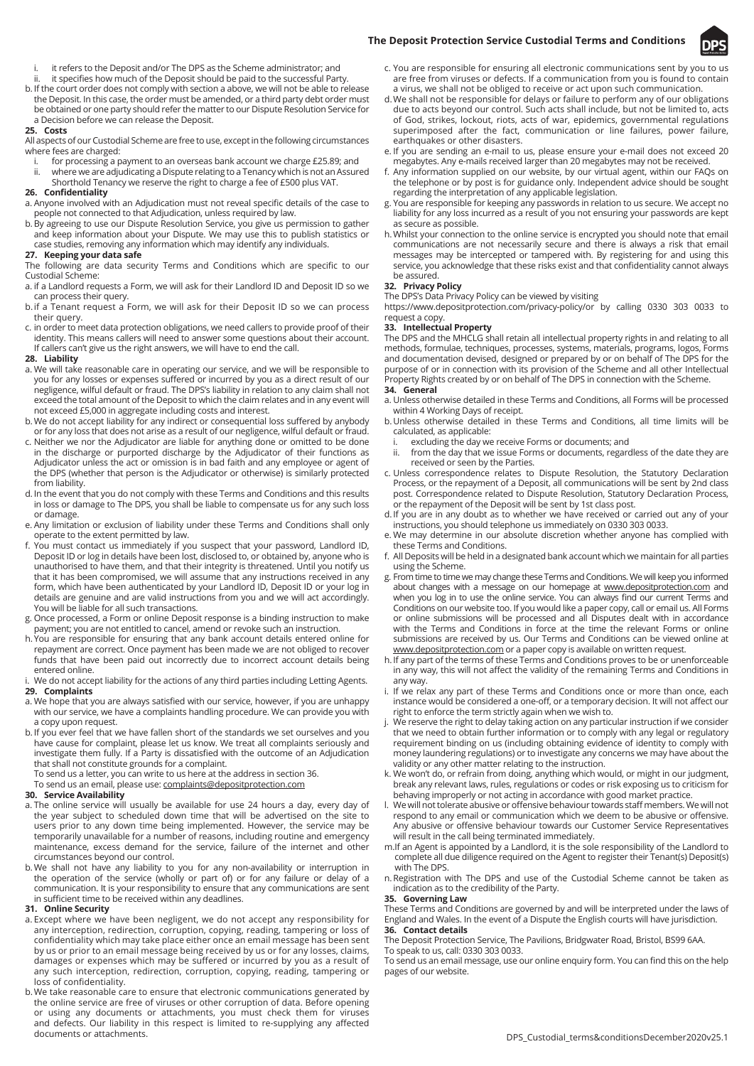i. it refers to the Deposit and/or The DPS as the Scheme administrator; and
ii. it specifies how much of the Deposit should be paid to the successful Party.

b. If the court order does not comply with section a above, we will not be able to release the Deposit. In this case, the order must be amended, or a third party debt order must be obtained or one party should refer the matter to our Dispute Resolution Service for a Decision before we can release the Deposit.

**25. Costs**

All aspects of our Custodial Scheme are free to use, except in the following circumstances where fees are charged:

i. for processing a payment to an overseas bank account we charge £25.89; and
ii. where we are adjudicating a Dispute relating to a Tenancy which is not an Assured Shorthold Tenancy we reserve the right to charge a fee of £500 plus VAT.

**26. Confidentiality**

a. Anyone involved with an Adjudication must not reveal specific details of the case to people not connected to that Adjudication, unless required by law.

b. By agreeing to use our Dispute Resolution Service, you give us permission to gather and keep information about your Dispute. We may use this to publish statistics or case studies, removing any information which may identify any individuals.

**27. Keeping your data safe**

The following are data security Terms and Conditions which are specific to our Custodial Scheme:

a. if a Landlord requests a Form, we will ask for their Landlord ID and Deposit ID so we can process their query.

b. if a Tenant request a Form, we will ask for their Deposit ID so we can process their query.

c. in order to meet data protection obligations, we need callers to provide proof of their identity. This means callers will need to answer some questions about their account. If callers can't give us the right answers, we will have to end the call.

**28. Liability**

a. We will take reasonable care in operating our service, and we will be responsible to you for any losses or expenses suffered or incurred by you as a direct result of our negligence, wilful default or fraud. The DPS's liability in relation to any claim shall not exceed the total amount of the Deposit to which the claim relates and in any event will not exceed £5,000 in aggregate including costs and interest.

b. We do not accept liability for any indirect or consequential loss suffered by anybody or for any loss that does not arise as a result of our negligence, wilful default or fraud.

c. Neither we nor the Adjudicator are liable for anything done or omitted to be done in the discharge or purported discharge by the Adjudicator of their functions as Adjudicator unless the act or omission is in bad faith and any employee or agent of the DPS (whether that person is the Adjudicator or otherwise) is similarly protected from liability.

d. In the event that you do not comply with these Terms and Conditions and this results in loss or damage to The DPS, you shall be liable to compensate us for any such loss or damage.

e. Any limitation or exclusion of liability under these Terms and Conditions shall only operate to the extent permitted by law.

f. You must contact us immediately if you suspect that your password, Landlord ID, Deposit ID or log in details have been lost, disclosed to, or obtained by, anyone who is unauthorised to have them, and that their integrity is threatened. Until you notify us that it has been compromised, we will assume that any instructions received in any form, which have been authenticated by your Landlord ID, Deposit ID or your log in details are genuine and are valid instructions from you and we will act accordingly. You will be liable for all such transactions.

g. Once processed, a Form or online Deposit response is a binding instruction to make payment; you are not entitled to cancel, amend or revoke such an instruction.

h. You are responsible for ensuring that any bank account details entered online for repayment are correct. Once payment has been made we are not obliged to recover funds that have been paid out incorrectly due to incorrect account details being entered online.

i. We do not accept liability for the actions of any third parties including Letting Agents.

**29. Complaints**

a. We hope that you are always satisfied with our service, however, if you are unhappy with our service, we have a complaints handling procedure. We can provide you with a copy upon request.

b. If you ever feel that we have fallen short of the standards we set ourselves and you have cause for complaint, please let us know. We treat all complaints seriously and investigate them fully. If a Party is dissatisfied with the outcome of an Adjudication that shall not constitute grounds for a complaint.

To send us a letter, you can write to us here at the address in section 36.

To send us an email, please use: complaints@depositprotection.com

**30. Service Availability**

a. The online service will usually be available for use 24 hours a day, every day of the year subject to scheduled down time that will be advertised on the site to users prior to any down time being implemented. However, the service may be temporarily unavailable for a number of reasons, including routine and emergency maintenance, excess demand for the service, failure of the internet and other circumstances beyond our control.

b. We shall not have any liability to you for any non-availability or interruption in the operation of the service (wholly or part of) or for any failure or delay of a communication. It is your responsibility to ensure that any communications are sent in sufficient time to be received within any deadlines.

**31. Online Security**

a. Except where we have been negligent, we do not accept any responsibility for any interception, redirection, corruption, copying, reading, tampering or loss of confidentiality which may take place either once an email message has been sent by us or prior to an email message being received by us or for any losses, claims, damages or expenses which may be suffered or incurred by you as a result of any such interception, redirection, corruption, copying, reading, tampering or loss of confidentiality.

b. We take reasonable care to ensure that electronic communications generated by the online service are free of viruses or other corruption of data. Before opening or using any documents or attachments, you must check them for viruses and defects. Our liability in this respect is limited to re-supplying any affected documents or attachments.

c. You are responsible for ensuring all electronic communications sent by you to us are free from viruses or defects. If a communication from you is found to contain a virus, we shall not be obliged to receive or act upon such communication.

d. We shall not be responsible for delays or failure to perform any of our obligations due to acts beyond our control. Such acts shall include, but not be limited to, acts of God, strikes, lockout, riots, acts of war, epidemics, governmental regulations superimposed after the fact, communication or line failures, power failure, earthquakes or other disasters.

e. If you are sending an e-mail to us, please ensure your e-mail does not exceed 20 megabytes. Any e-mails received larger than 20 megabytes may not be received.

f. Any information supplied on our website, by our virtual agent, within our FAQs on the telephone or by post is for guidance only. Independent advice should be sought regarding the interpretation of any applicable legislation.

g. You are responsible for keeping any passwords in relation to us secure. We accept no liability for any loss incurred as a result of you not ensuring your passwords are kept as secure as possible.

h. Whilst your connection to the online service is encrypted you should note that email communications are not necessarily secure and there is always a risk that email messages may be intercepted or tampered with. By registering for and using this service, you acknowledge that these risks exist and that confidentiality cannot always be assured.

**32. Privacy Policy**

The DPS's Data Privacy Policy can be viewed by visiting https://www.depositprotection.com/privacy-policy/or by calling 0330 303 0033 to request a copy.

**33. Intellectual Property**

The DPS and the MHCLG shall retain all intellectual property rights in and relating to all methods, formulae, techniques, processes, systems, materials, programs, logos, Forms and documentation devised, designed or prepared by or on behalf of The DPS for the purpose of or in connection with its provision of the Scheme and all other Intellectual Property Rights created by or on behalf of The DPS in connection with the Scheme.

**34. General**

a. Unless otherwise detailed in these Terms and Conditions, all Forms will be processed within 4 Working Days of receipt.

b. Unless otherwise detailed in these Terms and Conditions, all time limits will be calculated, as applicable:

i. excluding the day we receive Forms or documents; and
ii. from the day that we issue Forms or documents, regardless of the date they are received or seen by the Parties.

c. Unless correspondence relates to Dispute Resolution, the Statutory Declaration Process, or the repayment of a Deposit, all communications will be sent by 2nd class post. Correspondence related to Dispute Resolution, Statutory Declaration Process, or the repayment of the Deposit will be sent by 1st class post.

d. If you are in any doubt as to whether we have received or carried out any of your instructions, you should telephone us immediately on 0330 303 0033.

e. We may determine in our absolute discretion whether anyone has complied with these Terms and Conditions.

f. All Deposits will be held in a designated bank account which we maintain for all parties using the Scheme.

g. From time to time we may change these Terms and Conditions. We will keep you informed about changes with a message on our homepage at www.depositprotection.com and when you log in to use the online service. You can always find our current Terms and Conditions on our website too. If you would like a paper copy, call or email us. All Forms or online submissions will be processed and all Disputes dealt with in accordance with the Terms and Conditions in force at the time the relevant Forms or online submissions are received by us. Our Terms and Conditions can be viewed online at www.depositprotection.com or a paper copy is available on written request.

h. If any part of the terms of these Terms and Conditions proves to be or unenforceable in any way, this will not affect the validity of the remaining Terms and Conditions in any way.

i. If we relax any part of these Terms and Conditions once or more than once, each instance would be considered a one-off, or a temporary decision. It will not affect our right to enforce the term strictly again when we wish to.

j. We reserve the right to delay taking action on any particular instruction if we consider that we need to obtain further information or to comply with any legal or regulatory requirement binding on us (including obtaining evidence of identity to comply with money laundering regulations) or to investigate any concerns we may have about the validity or any other matter relating to the instruction.

k. We won't do, or refrain from doing, anything which would, or might in our judgment, break any relevant laws, rules, regulations or codes or risk exposing us to criticism for behaving improperly or not acting in accordance with good market practice.

l. We will not tolerate abusive or offensive behaviour towards staff members. We will not respond to any email or communication which we deem to be abusive or offensive. Any abusive or offensive behaviour towards our Customer Service Representatives will result in the call being terminated immediately.

m. If an Agent is appointed by a Landlord, it is the sole responsibility of the Landlord to complete all due diligence required on the Agent to register their Tenant(s) Deposit(s) with The DPS.

n. Registration with The DPS and use of the Custodial Scheme cannot be taken as indication as to the credibility of the Party.

**35. Governing Law**

These Terms and Conditions are governed by and will be interpreted under the laws of England and Wales. In the event of a Dispute the English courts will have jurisdiction.

**36. Contact details**

The Deposit Protection Service, The Pavilions, Bridgwater Road, Bristol, BS99 6AA.

To speak to us, call: 0330 303 0033.

To send us an email message, use our online enquiry form. You can find this on the help pages of our website.